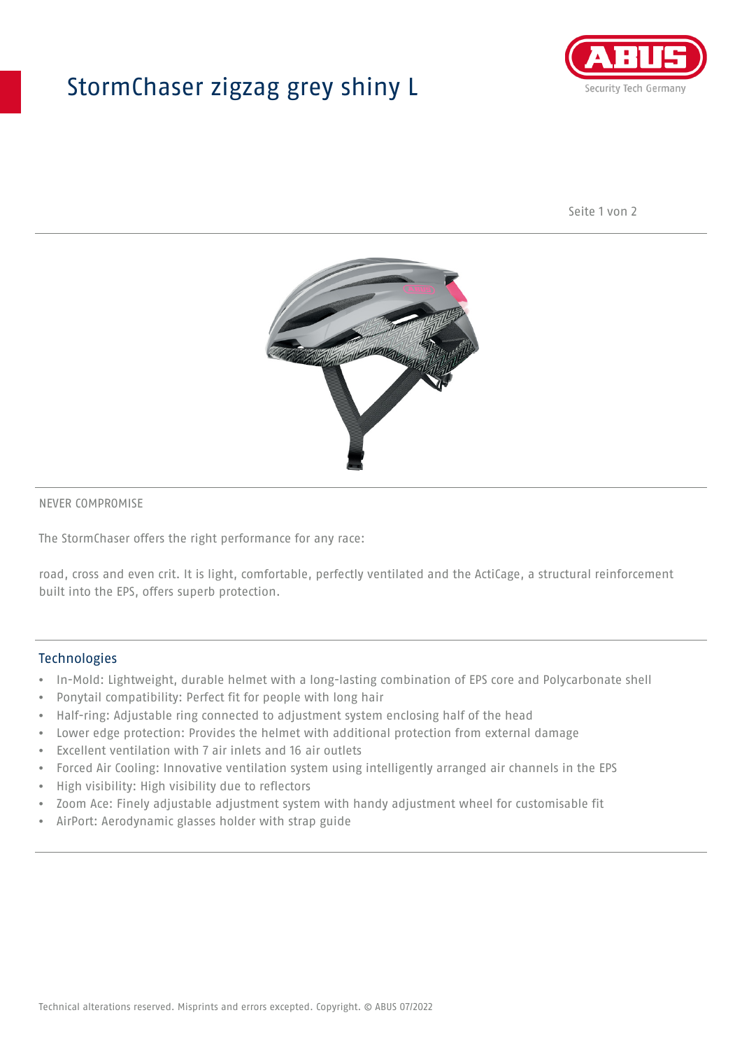# StormChaser zigzag grey shiny L

NEVER COMPROMISE

The StormChaser offers the right performance for any race:

road, cross and even crit. It is light, comfortable, perfectly ventilated and the ActiCage, a structural reinforcement built into the EPS, offers superb protection.

## Technologies

- In-Mold: Lightweight, durable helmet with a long-lasting combination of EPS core and Polycarbonate shell
- Ponytail compatibility: Perfect fit for people with long hair
- Half-ring: Adjustable ring connected to adjustment system enclosing half of the head
- Lower edge protection: Provides the helmet with additional protection from external damage
- Excellent ventilation with 7 air inlets and 16 air outlets
- Forced Air Cooling: Innovative ventilation system using intelligently arranged air channels in the EPS
- High visibility: High visibility due to reflectors
- Zoom Ace: Finely adjustable adjustment system with handy adjustment wheel for customisable fit
- AirPort: Aerodynamic glasses holder with strap guide

Technical alterations reserved. Misprints and errors excepted. Copyright. © ABUS 07/2022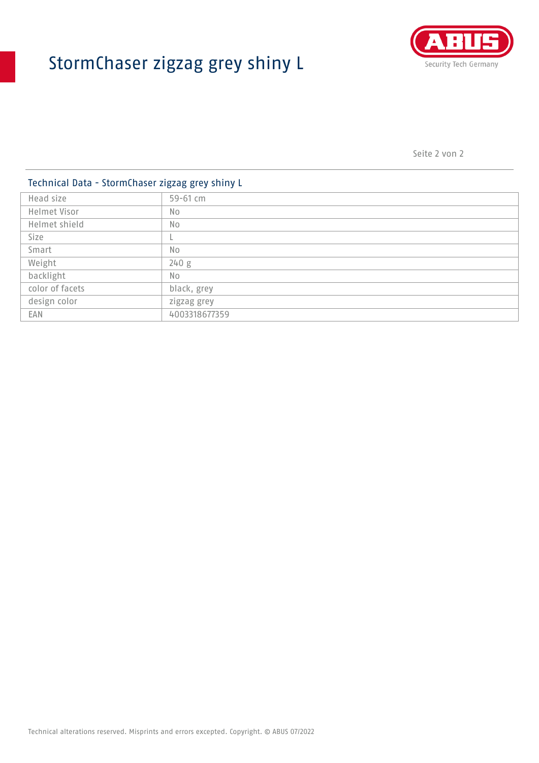# StormChaser zigzag grey shiny L

## Technical Data - StormChaser zigzag grey shiny L

| | |
|---|---|
| Head size | 59-61 cm |
| Helmet Visor | No |
| Helmet shield | No |
| Size | L |
| Smart | No |
| Weight | 240 g |
| backlight | No |
| color of facets | black, grey |
| design color | zigzag grey |
| EAN | 4003318677359 |

Technical alterations reserved. Misprints and errors excepted. Copyright. © ABUS 07/2022